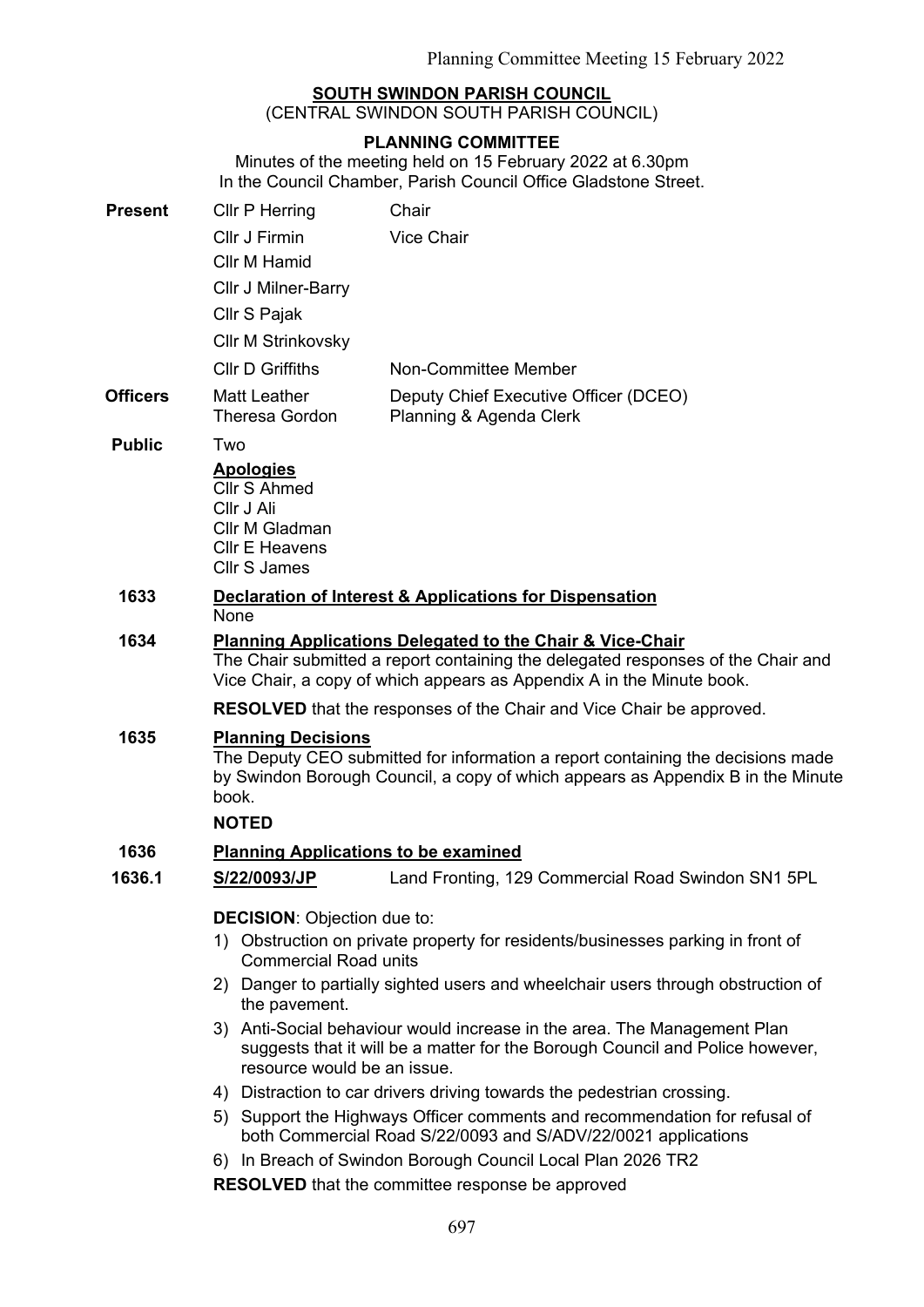**SOUTH SWINDON PARISH COUNCIL**
(CENTRAL SWINDON SOUTH PARISH COUNCIL)

**PLANNING COMMITTEE**

Minutes of the meeting held on 15 February 2022 at 6.30pm
In the Council Chamber, Parish Council Office Gladstone Street.

| | | |
|---|---|---|
| **Present** | Cllr P Herring | Chair |
| | Cllr J Firmin | Vice Chair |
| | Cllr M Hamid | |
| | Cllr J Milner-Barry | |
| | Cllr S Pajak | |
| | Cllr M Strinkovsky | |
| | Cllr D Griffiths | Non-Committee Member |
| **Officers** | Matt Leather<br>Theresa Gordon | Deputy Chief Executive Officer (DCEO)<br>Planning & Agenda Clerk |
| **Public** | Two | |

**Apologies**
Cllr S Ahmed
Cllr J Ali
Cllr M Gladman
Cllr E Heavens
Cllr S James

**1633 Declaration of Interest & Applications for Dispensation**

None

**1634 Planning Applications Delegated to the Chair & Vice-Chair**

The Chair submitted a report containing the delegated responses of the Chair and Vice Chair, a copy of which appears as Appendix A in the Minute book.

**RESOLVED** that the responses of the Chair and Vice Chair be approved.

**1635 Planning Decisions**

The Deputy CEO submitted for information a report containing the decisions made by Swindon Borough Council, a copy of which appears as Appendix B in the Minute book.

**NOTED**

**1636 Planning Applications to be examined**

**1636.1 S/22/0093/JP** Land Fronting, 129 Commercial Road Swindon SN1 5PL

**DECISION**: Objection due to:

1) Obstruction on private property for residents/businesses parking in front of Commercial Road units
2) Danger to partially sighted users and wheelchair users through obstruction of the pavement.
3) Anti-Social behaviour would increase in the area. The Management Plan suggests that it will be a matter for the Borough Council and Police however, resource would be an issue.
4) Distraction to car drivers driving towards the pedestrian crossing.
5) Support the Highways Officer comments and recommendation for refusal of both Commercial Road S/22/0093 and S/ADV/22/0021 applications
6) In Breach of Swindon Borough Council Local Plan 2026 TR2

**RESOLVED** that the committee response be approved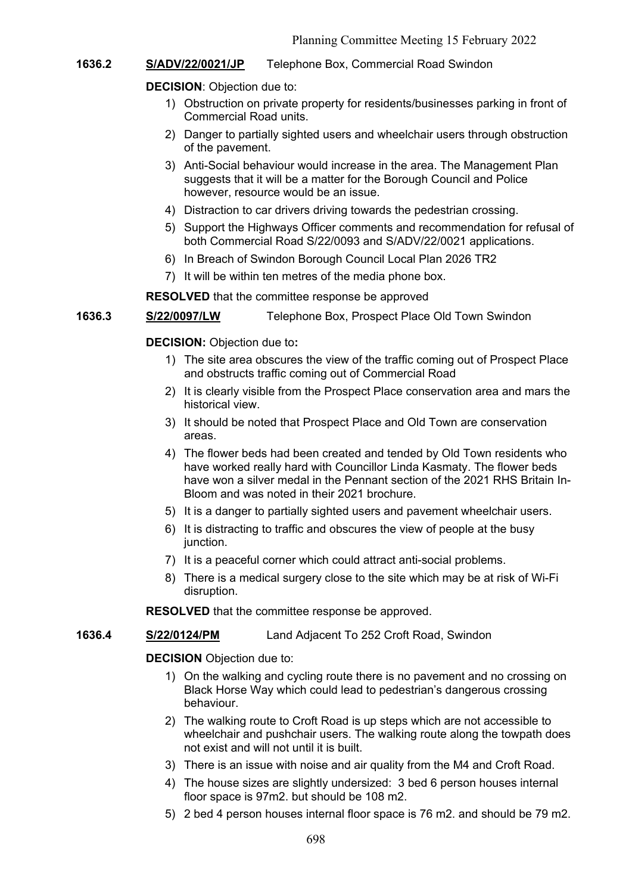**1636.2** **S/ADV/22/0021/JP** Telephone Box, Commercial Road Swindon

**DECISION**: Objection due to:

1) Obstruction on private property for residents/businesses parking in front of Commercial Road units.
2) Danger to partially sighted users and wheelchair users through obstruction of the pavement.
3) Anti-Social behaviour would increase in the area. The Management Plan suggests that it will be a matter for the Borough Council and Police however, resource would be an issue.
4) Distraction to car drivers driving towards the pedestrian crossing.
5) Support the Highways Officer comments and recommendation for refusal of both Commercial Road S/22/0093 and S/ADV/22/0021 applications.
6) In Breach of Swindon Borough Council Local Plan 2026 TR2
7) It will be within ten metres of the media phone box.

**RESOLVED** that the committee response be approved

**1636.3** **S/22/0097/LW** Telephone Box, Prospect Place Old Town Swindon

**DECISION:** Objection due to**:**

1) The site area obscures the view of the traffic coming out of Prospect Place and obstructs traffic coming out of Commercial Road
2) It is clearly visible from the Prospect Place conservation area and mars the historical view.
3) It should be noted that Prospect Place and Old Town are conservation areas.
4) The flower beds had been created and tended by Old Town residents who have worked really hard with Councillor Linda Kasmaty. The flower beds have won a silver medal in the Pennant section of the 2021 RHS Britain In-Bloom and was noted in their 2021 brochure.
5) It is a danger to partially sighted users and pavement wheelchair users.
6) It is distracting to traffic and obscures the view of people at the busy junction.
7) It is a peaceful corner which could attract anti-social problems.
8) There is a medical surgery close to the site which may be at risk of Wi-Fi disruption.

**RESOLVED** that the committee response be approved.

**1636.4** **S/22/0124/PM** Land Adjacent To 252 Croft Road, Swindon

**DECISION** Objection due to:

1) On the walking and cycling route there is no pavement and no crossing on Black Horse Way which could lead to pedestrian's dangerous crossing behaviour.
2) The walking route to Croft Road is up steps which are not accessible to wheelchair and pushchair users. The walking route along the towpath does not exist and will not until it is built.
3) There is an issue with noise and air quality from the M4 and Croft Road.
4) The house sizes are slightly undersized: 3 bed 6 person houses internal floor space is 97m2. but should be 108 m2.
5) 2 bed 4 person houses internal floor space is 76 m2. and should be 79 m2.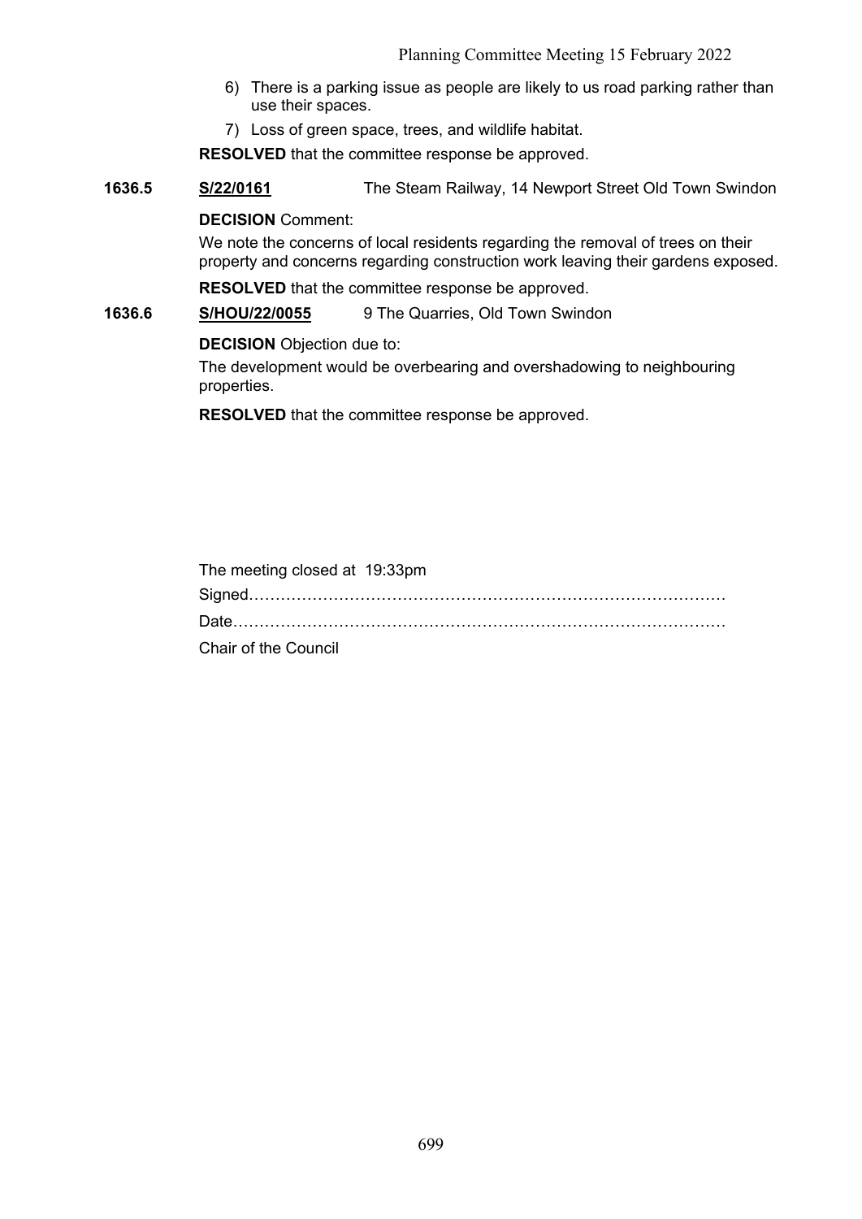6) There is a parking issue as people are likely to us road parking rather than use their spaces.
7) Loss of green space, trees, and wildlife habitat.

**RESOLVED** that the committee response be approved.

**1636.5** **S/22/0161** The Steam Railway, 14 Newport Street Old Town Swindon

**DECISION** Comment:

We note the concerns of local residents regarding the removal of trees on their property and concerns regarding construction work leaving their gardens exposed.

**RESOLVED** that the committee response be approved.

**1636.6** **S/HOU/22/0055** 9 The Quarries, Old Town Swindon

**DECISION** Objection due to:

The development would be overbearing and overshadowing to neighbouring properties.

**RESOLVED** that the committee response be approved.

The meeting closed at 19:33pm

Signed……………………………………………………………………………

Date………………………………………………………………………………

Chair of the Council